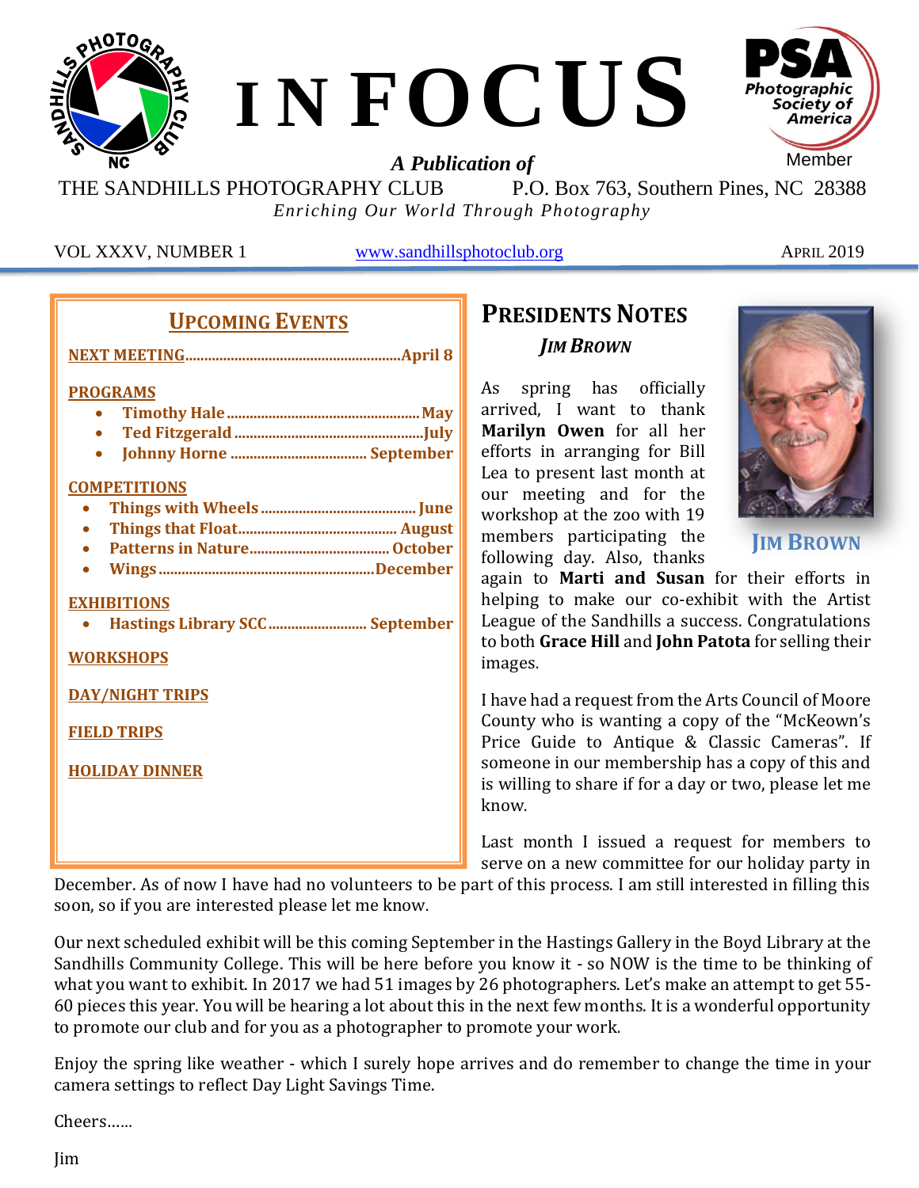# INFOCUS

***A Publication of***

THE SANDHILLS PHOTOGRAPHY CLUB P.O. Box 763, Southern Pines, NC 28388

*Enriching Our World Through Photography*

VOL XXXV, NUMBER 1 www.sandhillsphotoclub.org APRIL 2019

## UPCOMING EVENTS

**NEXT MEETING........................................................April 8**

**PROGRAMS**

- **Timothy Hale..................................................May**
- **Ted Fitzgerald.................................................July**
- **Johnny Horne ................................... September**

**COMPETITIONS**

- **Things with Wheels......................................... June**
- **Things that Float.......................................... August**
- **Patterns in Nature.................................... October**
- **Wings........................................................December**

**EXHIBITIONS**

- **Hastings Library SCC......................... September**

**WORKSHOPS**

**DAY/NIGHT TRIPS**

**FIELD TRIPS**

**HOLIDAY DINNER**

## PRESIDENTS NOTES

***JIM BROWN***

**JIM BROWN**

As spring has officially arrived, I want to thank **Marilyn Owen** for all her efforts in arranging for Bill Lea to present last month at our meeting and for the workshop at the zoo with 19 members participating the following day. Also, thanks again to **Marti and Susan** for their efforts in helping to make our co-exhibit with the Artist League of the Sandhills a success. Congratulations to both **Grace Hill** and **John Patota** for selling their images.

I have had a request from the Arts Council of Moore County who is wanting a copy of the "McKeown's Price Guide to Antique & Classic Cameras". If someone in our membership has a copy of this and is willing to share if for a day or two, please let me know.

Last month I issued a request for members to serve on a new committee for our holiday party in December. As of now I have had no volunteers to be part of this process. I am still interested in filling this soon, so if you are interested please let me know.

Our next scheduled exhibit will be this coming September in the Hastings Gallery in the Boyd Library at the Sandhills Community College. This will be here before you know it - so NOW is the time to be thinking of what you want to exhibit. In 2017 we had 51 images by 26 photographers. Let's make an attempt to get 55-60 pieces this year. You will be hearing a lot about this in the next few months. It is a wonderful opportunity to promote our club and for you as a photographer to promote your work.

Enjoy the spring like weather - which I surely hope arrives and do remember to change the time in your camera settings to reflect Day Light Savings Time.

Cheers……

Jim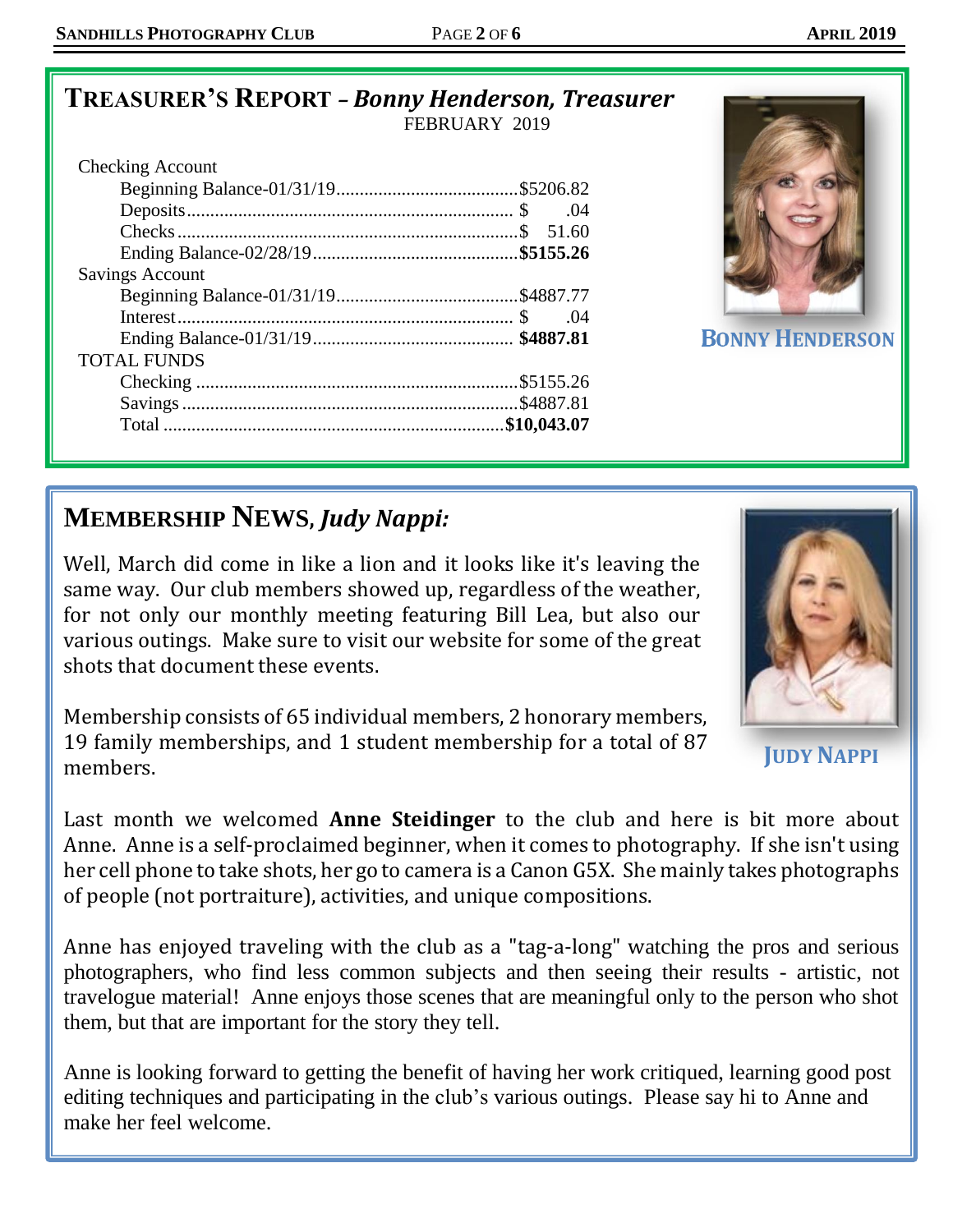## TREASURER'S REPORT – *Bonny Henderson, Treasurer*

FEBRUARY 2019

| | |
|---|---|
| Checking Account | |
| Beginning Balance-01/31/19 | $5206.82 |
| Deposits | $ .04 |
| Checks | $ 51.60 |
| Ending Balance-02/28/19 | **$5155.26** |
| Savings Account | |
| Beginning Balance-01/31/19 | $4887.77 |
| Interest | $ .04 |
| Ending Balance-01/31/19 | **$4887.81** |
| TOTAL FUNDS | |
| Checking | $5155.26 |
| Savings | $4887.81 |
| Total | **$10,043.07** |

BONNY HENDERSON

## MEMBERSHIP NEWS, *Judy Nappi:*

Well, March did come in like a lion and it looks like it's leaving the same way. Our club members showed up, regardless of the weather, for not only our monthly meeting featuring Bill Lea, but also our various outings. Make sure to visit our website for some of the great shots that document these events.

Membership consists of 65 individual members, 2 honorary members, 19 family memberships, and 1 student membership for a total of 87 members.

JUDY NAPPI

Last month we welcomed **Anne Steidinger** to the club and here is bit more about Anne. Anne is a self-proclaimed beginner, when it comes to photography. If she isn't using her cell phone to take shots, her go to camera is a Canon G5X. She mainly takes photographs of people (not portraiture), activities, and unique compositions.

Anne has enjoyed traveling with the club as a "tag-a-long" watching the pros and serious photographers, who find less common subjects and then seeing their results - artistic, not travelogue material! Anne enjoys those scenes that are meaningful only to the person who shot them, but that are important for the story they tell.

Anne is looking forward to getting the benefit of having her work critiqued, learning good post editing techniques and participating in the club's various outings. Please say hi to Anne and make her feel welcome.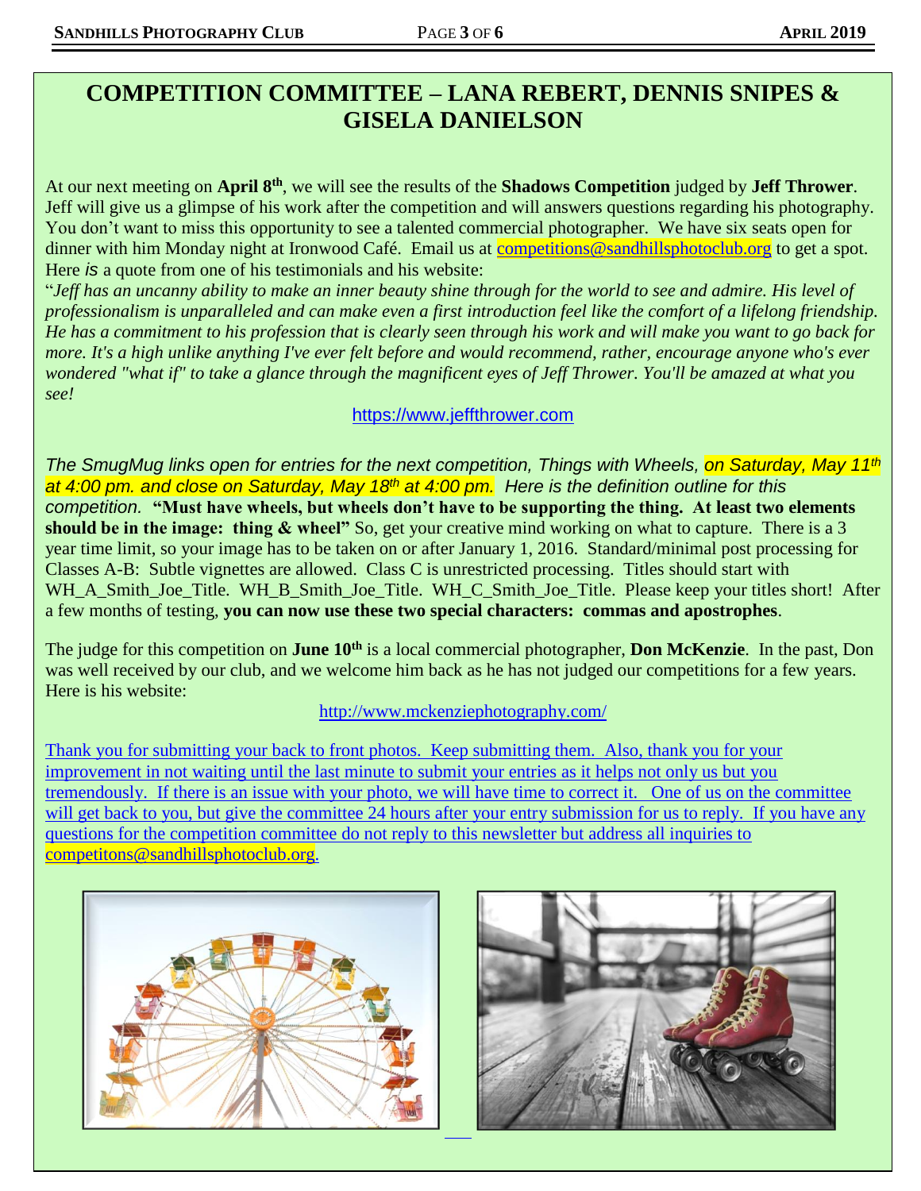# COMPETITION COMMITTEE – LANA REBERT, DENNIS SNIPES & GISELA DANIELSON

At our next meeting on **April 8th**, we will see the results of the **Shadows Competition** judged by **Jeff Thrower**. Jeff will give us a glimpse of his work after the competition and will answers questions regarding his photography. You don't want to miss this opportunity to see a talented commercial photographer. We have six seats open for dinner with him Monday night at Ironwood Café. Email us at competitions@sandhillsphotoclub.org to get a spot. Here *is* a quote from one of his testimonials and his website:

"*Jeff has an uncanny ability to make an inner beauty shine through for the world to see and admire. His level of professionalism is unparalleled and can make even a first introduction feel like the comfort of a lifelong friendship. He has a commitment to his profession that is clearly seen through his work and will make you want to go back for more. It's a high unlike anything I've ever felt before and would recommend, rather, encourage anyone who's ever wondered "what if" to take a glance through the magnificent eyes of Jeff Thrower. You'll be amazed at what you see!*

https://www.jeffthrower.com

*The SmugMug links open for entries for the next competition, Things with Wheels, on Saturday, May 11th at 4:00 pm. and close on Saturday, May 18th at 4:00 pm. Here is the definition outline for this competition.* **"Must have wheels, but wheels don't have to be supporting the thing. At least two elements should be in the image: thing & wheel"** So, get your creative mind working on what to capture. There is a 3 year time limit, so your image has to be taken on or after January 1, 2016. Standard/minimal post processing for Classes A-B: Subtle vignettes are allowed. Class C is unrestricted processing. Titles should start with WH_A_Smith_Joe_Title. WH_B_Smith_Joe_Title. WH_C_Smith_Joe_Title. Please keep your titles short! After a few months of testing, **you can now use these two special characters: commas and apostrophes**.

The judge for this competition on **June 10th** is a local commercial photographer, **Don McKenzie**. In the past, Don was well received by our club, and we welcome him back as he has not judged our competitions for a few years. Here is his website:

http://www.mckenziephotography.com/

Thank you for submitting your back to front photos. Keep submitting them. Also, thank you for your improvement in not waiting until the last minute to submit your entries as it helps not only us but you tremendously. If there is an issue with your photo, we will have time to correct it. One of us on the committee will get back to you, but give the committee 24 hours after your entry submission for us to reply. If you have any questions for the competition committee do not reply to this newsletter but address all inquiries to competitons@sandhillsphotoclub.org.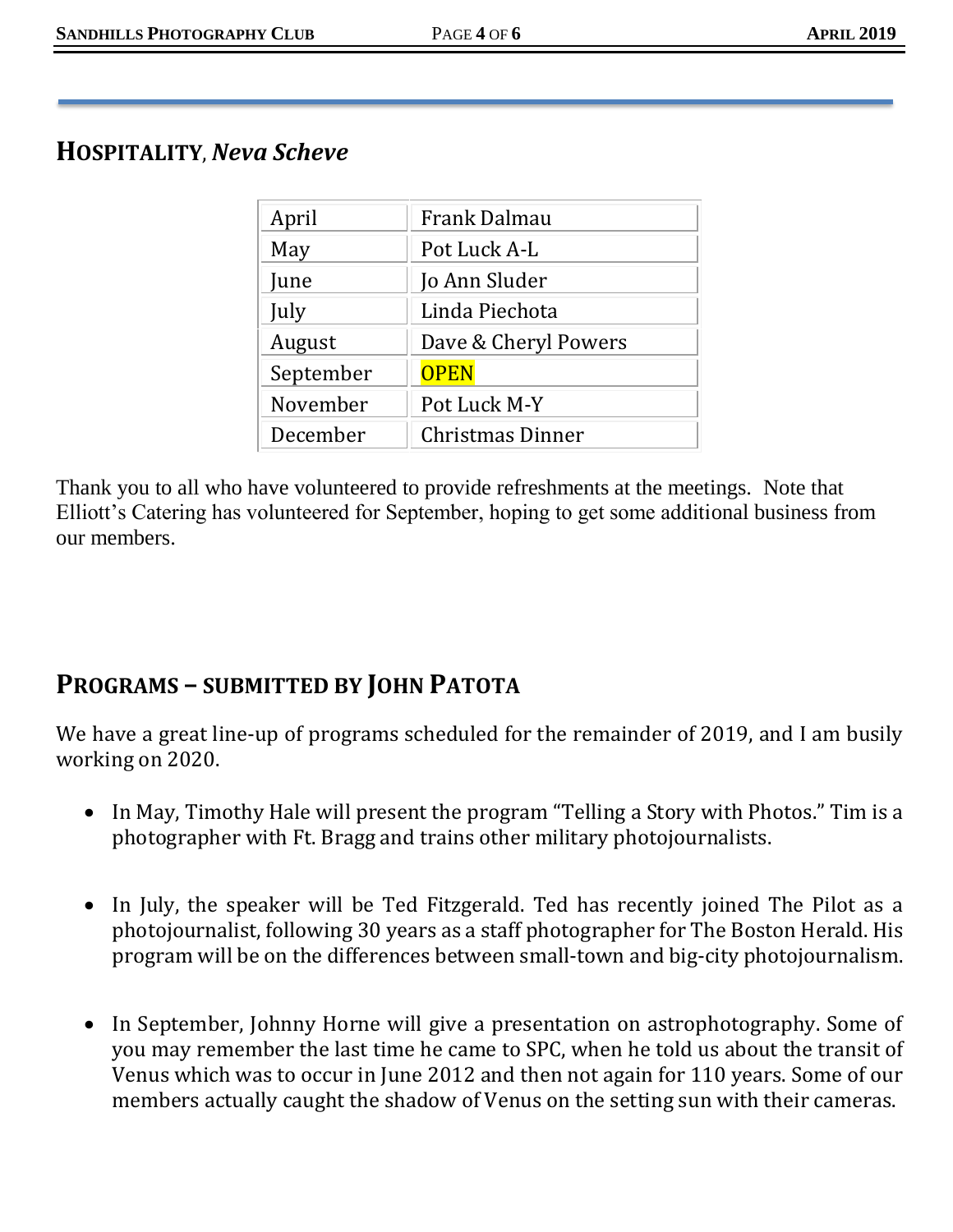## HOSPITALITY, *Neva Scheve*

| | |
|---|---|
| April | Frank Dalmau |
| May | Pot Luck A-L |
| June | Jo Ann Sluder |
| July | Linda Piechota |
| August | Dave & Cheryl Powers |
| September | OPEN |
| November | Pot Luck M-Y |
| December | Christmas Dinner |

Thank you to all who have volunteered to provide refreshments at the meetings. Note that Elliott's Catering has volunteered for September, hoping to get some additional business from our members.

## PROGRAMS – SUBMITTED BY JOHN PATOTA

We have a great line-up of programs scheduled for the remainder of 2019, and I am busily working on 2020.

- In May, Timothy Hale will present the program "Telling a Story with Photos." Tim is a photographer with Ft. Bragg and trains other military photojournalists.
- In July, the speaker will be Ted Fitzgerald. Ted has recently joined The Pilot as a photojournalist, following 30 years as a staff photographer for The Boston Herald. His program will be on the differences between small-town and big-city photojournalism.
- In September, Johnny Horne will give a presentation on astrophotography. Some of you may remember the last time he came to SPC, when he told us about the transit of Venus which was to occur in June 2012 and then not again for 110 years. Some of our members actually caught the shadow of Venus on the setting sun with their cameras.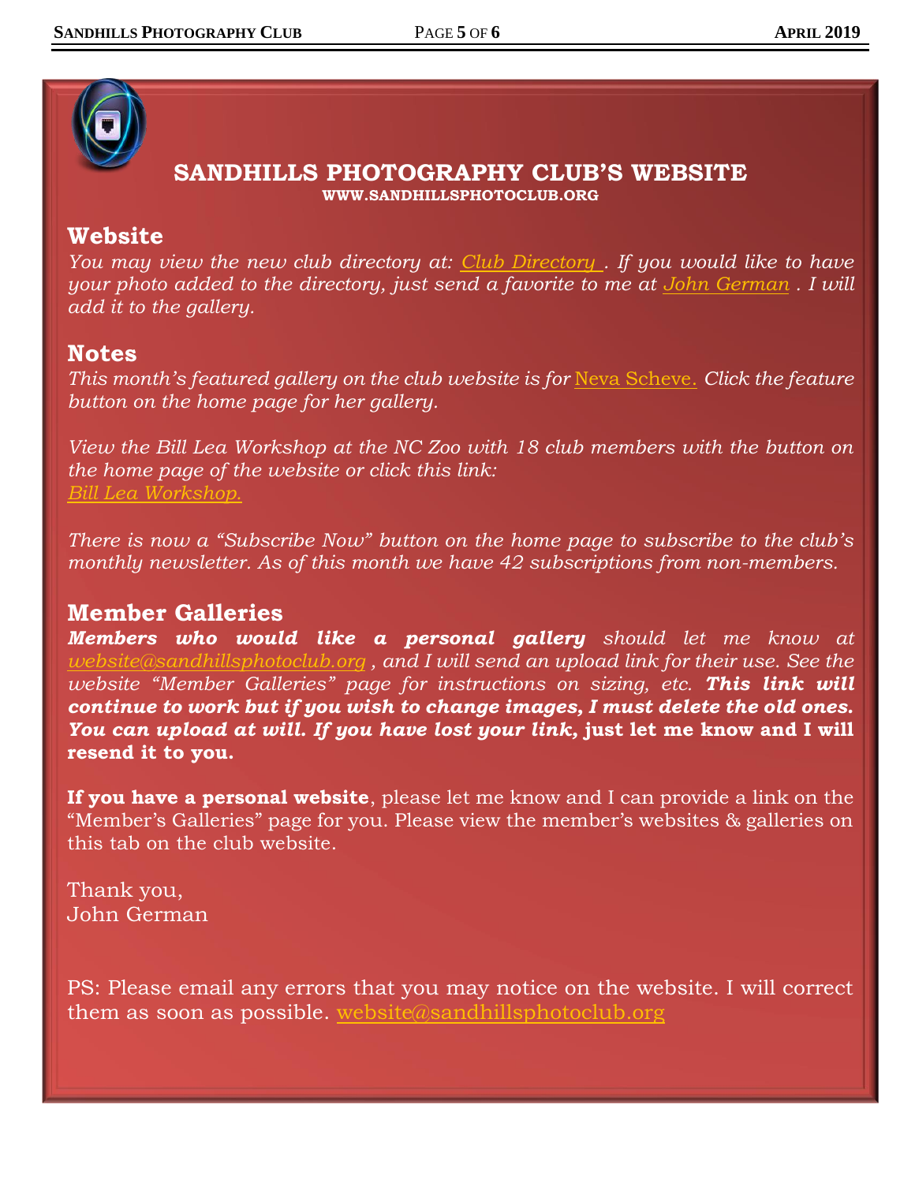# SANDHILLS PHOTOGRAPHY CLUB'S WEBSITE

**WWW.SANDHILLSPHOTOCLUB.ORG**

## Website

*You may view the new club directory at: Club Directory . If you would like to have your photo added to the directory, just send a favorite to me at John German . I will add it to the gallery.*

## Notes

*This month's featured gallery on the club website is for Neva Scheve. Click the feature button on the home page for her gallery.*

*View the Bill Lea Workshop at the NC Zoo with 18 club members with the button on the home page of the website or click this link: Bill Lea Workshop.*

*There is now a "Subscribe Now" button on the home page to subscribe to the club's monthly newsletter. As of this month we have 42 subscriptions from non-members.*

## Member Galleries

***Members who would like a personal gallery** should let me know at website@sandhillsphotoclub.org , and I will send an upload link for their use. See the website "Member Galleries" page for instructions on sizing, etc. **This link will continue to work but if you wish to change images, I must delete the old ones. You can upload at will. If you have lost your link,*** **just let me know and I will resend it to you.**

**If you have a personal website**, please let me know and I can provide a link on the "Member's Galleries" page for you. Please view the member's websites & galleries on this tab on the club website.

Thank you,
John German

PS: Please email any errors that you may notice on the website. I will correct them as soon as possible. website@sandhillsphotoclub.org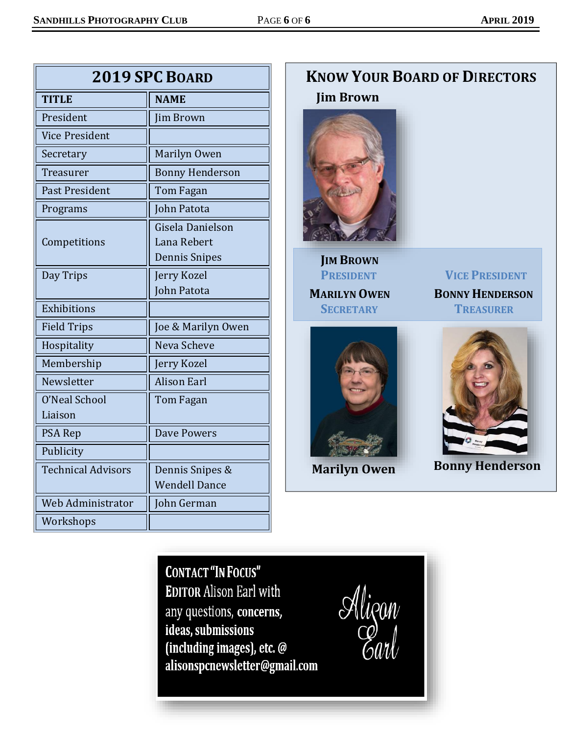## 2019 SPC Board

| TITLE | NAME |
|---|---|
| President | Jim Brown |
| Vice President | |
| Secretary | Marilyn Owen |
| Treasurer | Bonny Henderson |
| Past President | Tom Fagan |
| Programs | John Patota |
| Competitions | Gisela Danielson<br>Lana Rebert<br>Dennis Snipes |
| Day Trips | Jerry Kozel<br>John Patota |
| Exhibitions | |
| Field Trips | Joe & Marilyn Owen |
| Hospitality | Neva Scheve |
| Membership | Jerry Kozel |
| Newsletter | Alison Earl |
| O'Neal School Liaison | Tom Fagan |
| PSA Rep | Dave Powers |
| Publicity | |
| Technical Advisors | Dennis Snipes & Wendell Dance |
| Web Administrator | John German |
| Workshops | |

## Know Your Board of Directors

**Jim Brown**

**Jim Brown**
President

Vice President

**Marilyn Owen**
Secretary

**Bonny Henderson**
Treasurer

**Marilyn Owen**

**Bonny Henderson**

**Contact "In Focus" Editor** Alison Earl with any questions, **concerns, ideas, submissions (including images), etc. @ alisonspcnewsletter@gmail.com**

Alison Earl